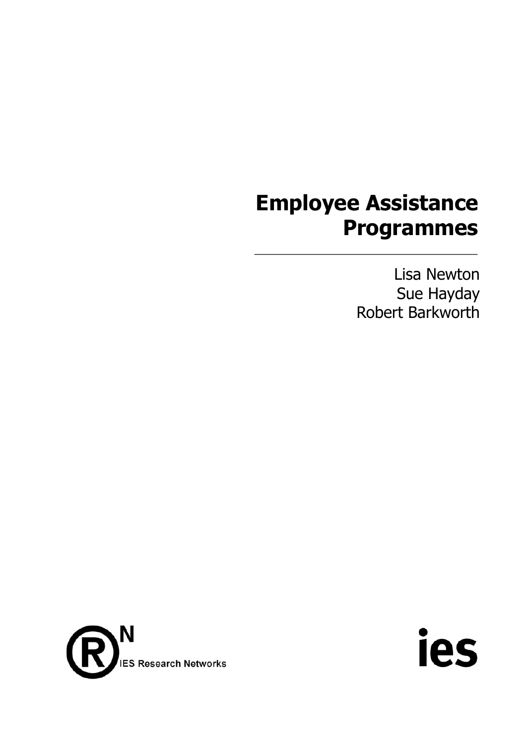# Employee Assistance Programmes

Lisa Newton
Sue Hayday
Robert Barkworth

IES Research Networks

ies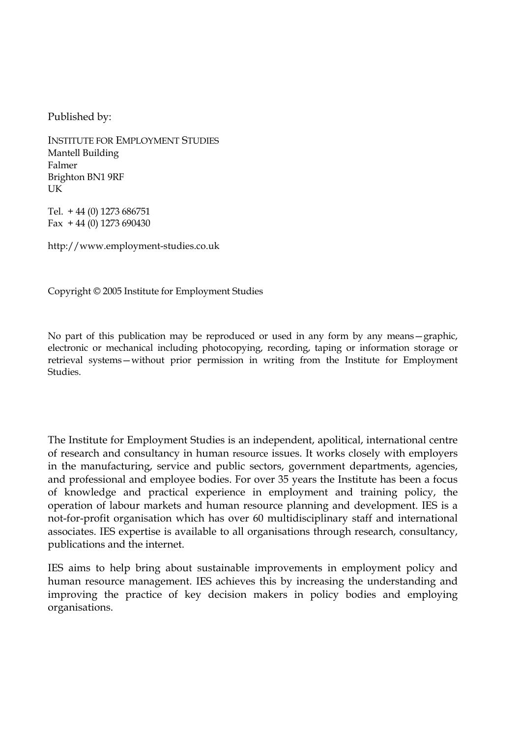Published by:

INSTITUTE FOR EMPLOYMENT STUDIES
Mantell Building
Falmer
Brighton BN1 9RF
UK

Tel. + 44 (0) 1273 686751
Fax + 44 (0) 1273 690430

http://www.employment-studies.co.uk

Copyright © 2005 Institute for Employment Studies

No part of this publication may be reproduced or used in any form by any means—graphic, electronic or mechanical including photocopying, recording, taping or information storage or retrieval systems—without prior permission in writing from the Institute for Employment Studies.

The Institute for Employment Studies is an independent, apolitical, international centre of research and consultancy in human resource issues. It works closely with employers in the manufacturing, service and public sectors, government departments, agencies, and professional and employee bodies. For over 35 years the Institute has been a focus of knowledge and practical experience in employment and training policy, the operation of labour markets and human resource planning and development. IES is a not-for-profit organisation which has over 60 multidisciplinary staff and international associates. IES expertise is available to all organisations through research, consultancy, publications and the internet.

IES aims to help bring about sustainable improvements in employment policy and human resource management. IES achieves this by increasing the understanding and improving the practice of key decision makers in policy bodies and employing organisations.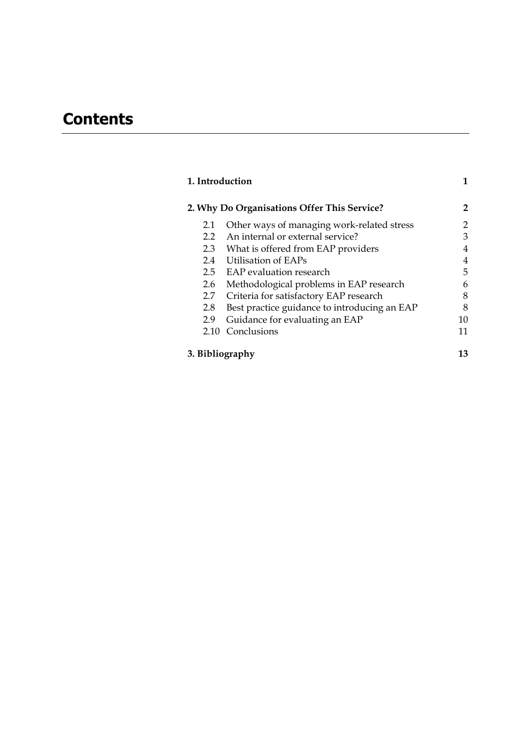# Contents

| | | |
|---|---|---|
| **1. Introduction** | | **1** |
| **2. Why Do Organisations Offer This Service?** | | **2** |
| 2.1 | Other ways of managing work-related stress | 2 |
| 2.2 | An internal or external service? | 3 |
| 2.3 | What is offered from EAP providers | 4 |
| 2.4 | Utilisation of EAPs | 4 |
| 2.5 | EAP evaluation research | 5 |
| 2.6 | Methodological problems in EAP research | 6 |
| 2.7 | Criteria for satisfactory EAP research | 8 |
| 2.8 | Best practice guidance to introducing an EAP | 8 |
| 2.9 | Guidance for evaluating an EAP | 10 |
| 2.10 | Conclusions | 11 |
| **3. Bibliography** | | **13** |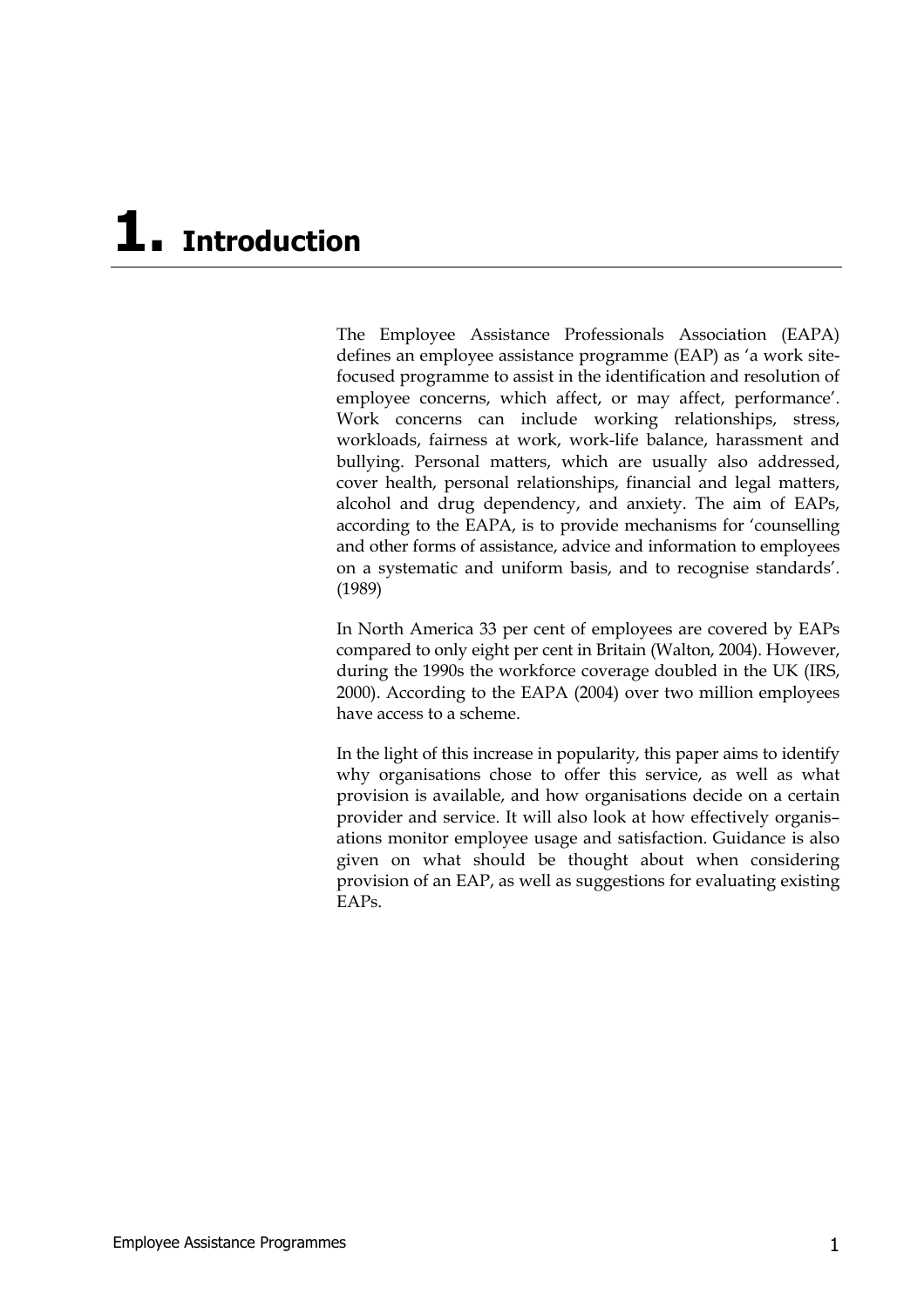# 1. Introduction

The Employee Assistance Professionals Association (EAPA) defines an employee assistance programme (EAP) as 'a work site-focused programme to assist in the identification and resolution of employee concerns, which affect, or may affect, performance'. Work concerns can include working relationships, stress, workloads, fairness at work, work-life balance, harassment and bullying. Personal matters, which are usually also addressed, cover health, personal relationships, financial and legal matters, alcohol and drug dependency, and anxiety. The aim of EAPs, according to the EAPA, is to provide mechanisms for 'counselling and other forms of assistance, advice and information to employees on a systematic and uniform basis, and to recognise standards'. (1989)

In North America 33 per cent of employees are covered by EAPs compared to only eight per cent in Britain (Walton, 2004). However, during the 1990s the workforce coverage doubled in the UK (IRS, 2000). According to the EAPA (2004) over two million employees have access to a scheme.

In the light of this increase in popularity, this paper aims to identify why organisations chose to offer this service, as well as what provision is available, and how organisations decide on a certain provider and service. It will also look at how effectively organisations monitor employee usage and satisfaction. Guidance is also given on what should be thought about when considering provision of an EAP, as well as suggestions for evaluating existing EAPs.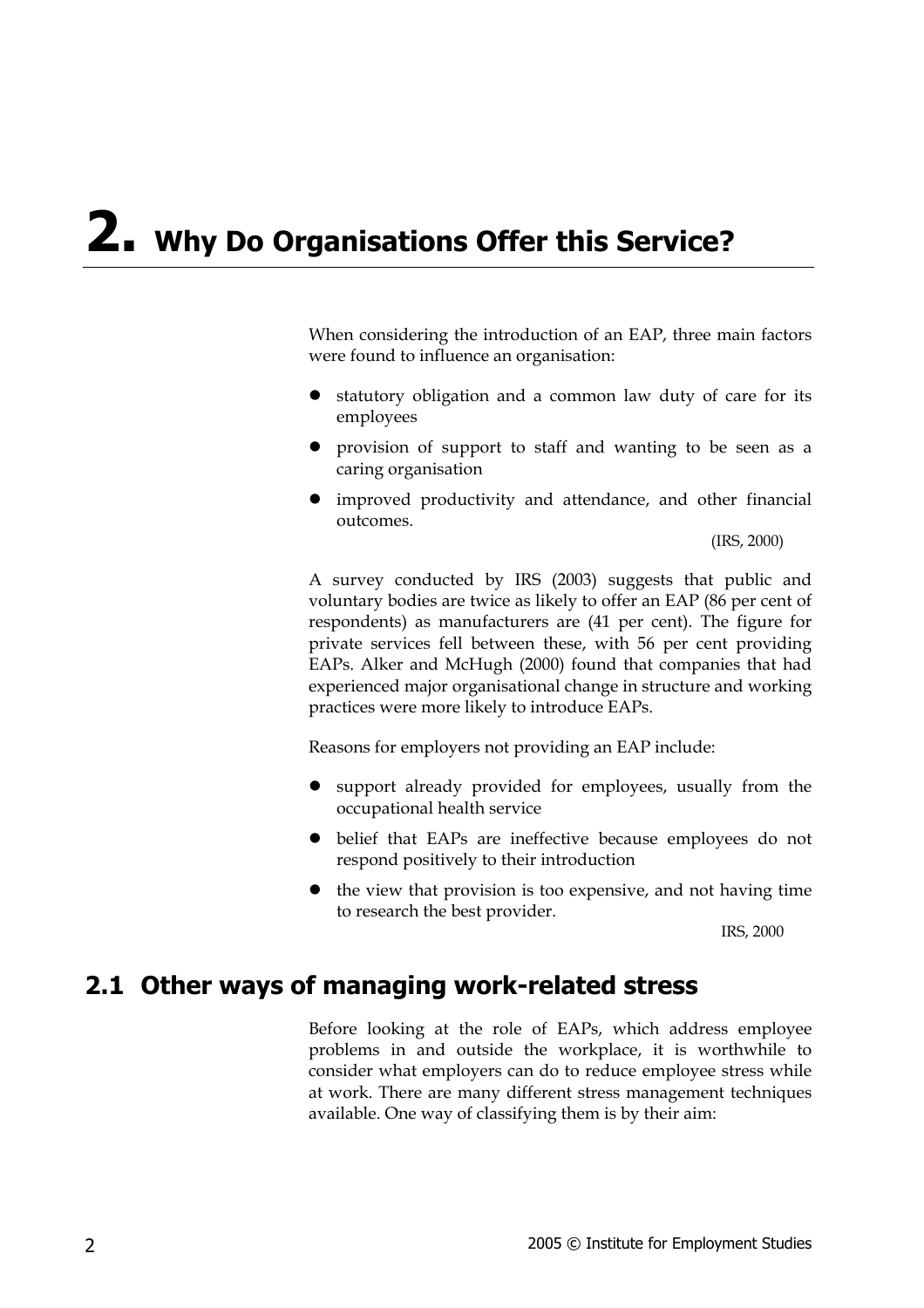# 2. Why Do Organisations Offer this Service?

When considering the introduction of an EAP, three main factors were found to influence an organisation:

- statutory obligation and a common law duty of care for its employees
- provision of support to staff and wanting to be seen as a caring organisation
- improved productivity and attendance, and other financial outcomes.

(IRS, 2000)

A survey conducted by IRS (2003) suggests that public and voluntary bodies are twice as likely to offer an EAP (86 per cent of respondents) as manufacturers are (41 per cent). The figure for private services fell between these, with 56 per cent providing EAPs. Alker and McHugh (2000) found that companies that had experienced major organisational change in structure and working practices were more likely to introduce EAPs.

Reasons for employers not providing an EAP include:

- support already provided for employees, usually from the occupational health service
- belief that EAPs are ineffective because employees do not respond positively to their introduction
- the view that provision is too expensive, and not having time to research the best provider.

IRS, 2000

## 2.1 Other ways of managing work-related stress

Before looking at the role of EAPs, which address employee problems in and outside the workplace, it is worthwhile to consider what employers can do to reduce employee stress while at work. There are many different stress management techniques available. One way of classifying them is by their aim: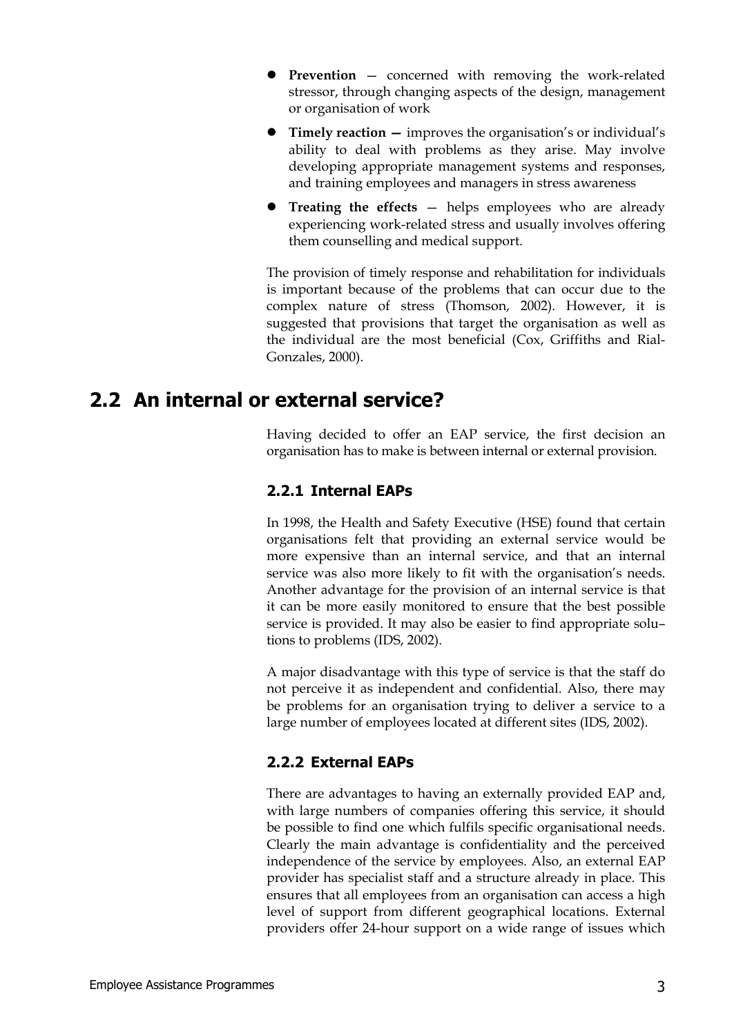- **Prevention** — concerned with removing the work-related stressor, through changing aspects of the design, management or organisation of work
- **Timely reaction —** improves the organisation's or individual's ability to deal with problems as they arise. May involve developing appropriate management systems and responses, and training employees and managers in stress awareness
- **Treating the effects** — helps employees who are already experiencing work-related stress and usually involves offering them counselling and medical support.

The provision of timely response and rehabilitation for individuals is important because of the problems that can occur due to the complex nature of stress (Thomson, 2002). However, it is suggested that provisions that target the organisation as well as the individual are the most beneficial (Cox, Griffiths and Rial-Gonzales, 2000).

## 2.2 An internal or external service?

Having decided to offer an EAP service, the first decision an organisation has to make is between internal or external provision.

### 2.2.1 Internal EAPs

In 1998, the Health and Safety Executive (HSE) found that certain organisations felt that providing an external service would be more expensive than an internal service, and that an internal service was also more likely to fit with the organisation's needs. Another advantage for the provision of an internal service is that it can be more easily monitored to ensure that the best possible service is provided. It may also be easier to find appropriate solutions to problems (IDS, 2002).

A major disadvantage with this type of service is that the staff do not perceive it as independent and confidential. Also, there may be problems for an organisation trying to deliver a service to a large number of employees located at different sites (IDS, 2002).

### 2.2.2 External EAPs

There are advantages to having an externally provided EAP and, with large numbers of companies offering this service, it should be possible to find one which fulfils specific organisational needs. Clearly the main advantage is confidentiality and the perceived independence of the service by employees. Also, an external EAP provider has specialist staff and a structure already in place. This ensures that all employees from an organisation can access a high level of support from different geographical locations. External providers offer 24-hour support on a wide range of issues which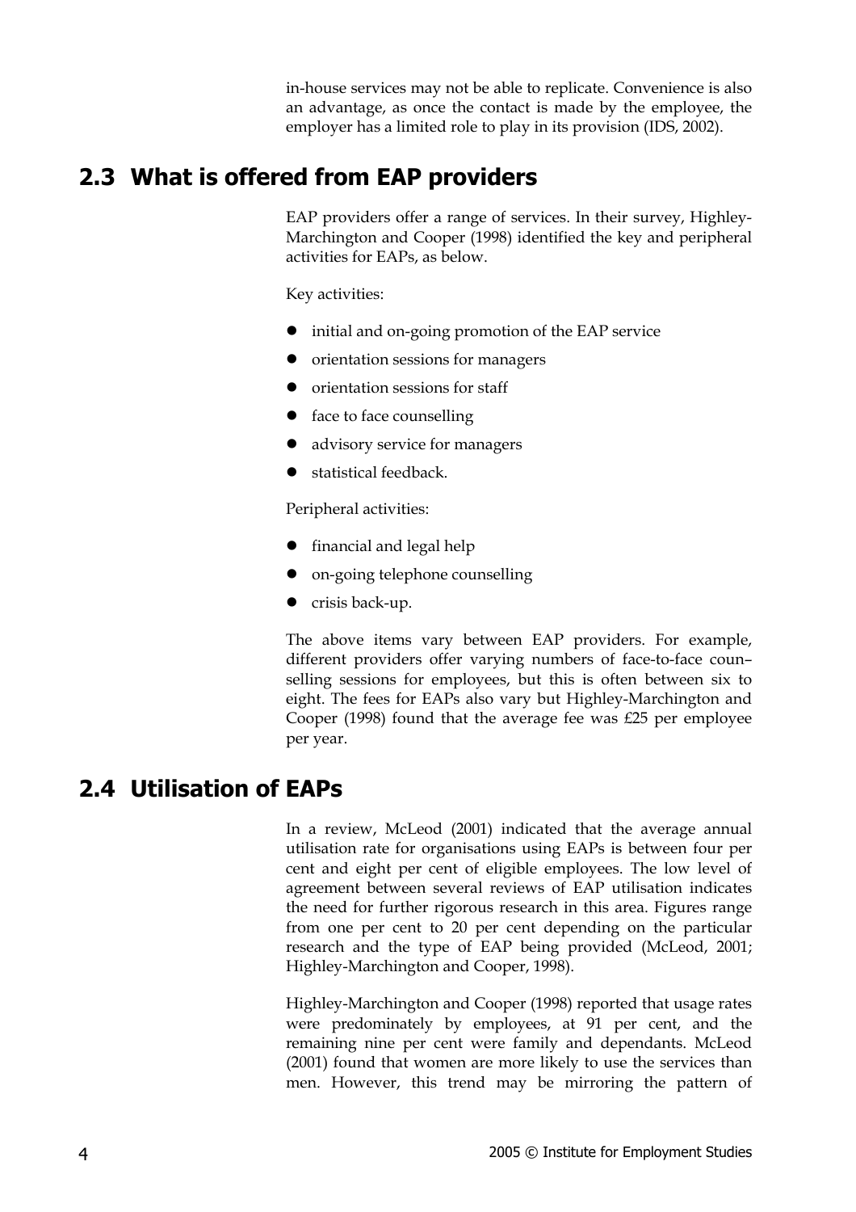in-house services may not be able to replicate. Convenience is also an advantage, as once the contact is made by the employee, the employer has a limited role to play in its provision (IDS, 2002).

## 2.3 What is offered from EAP providers

EAP providers offer a range of services. In their survey, Highley-Marchington and Cooper (1998) identified the key and peripheral activities for EAPs, as below.

Key activities:

- initial and on-going promotion of the EAP service
- orientation sessions for managers
- orientation sessions for staff
- face to face counselling
- advisory service for managers
- statistical feedback.

Peripheral activities:

- financial and legal help
- on-going telephone counselling
- crisis back-up.

The above items vary between EAP providers. For example, different providers offer varying numbers of face-to-face counselling sessions for employees, but this is often between six to eight. The fees for EAPs also vary but Highley-Marchington and Cooper (1998) found that the average fee was £25 per employee per year.

## 2.4 Utilisation of EAPs

In a review, McLeod (2001) indicated that the average annual utilisation rate for organisations using EAPs is between four per cent and eight per cent of eligible employees. The low level of agreement between several reviews of EAP utilisation indicates the need for further rigorous research in this area. Figures range from one per cent to 20 per cent depending on the particular research and the type of EAP being provided (McLeod, 2001; Highley-Marchington and Cooper, 1998).

Highley-Marchington and Cooper (1998) reported that usage rates were predominately by employees, at 91 per cent, and the remaining nine per cent were family and dependants. McLeod (2001) found that women are more likely to use the services than men. However, this trend may be mirroring the pattern of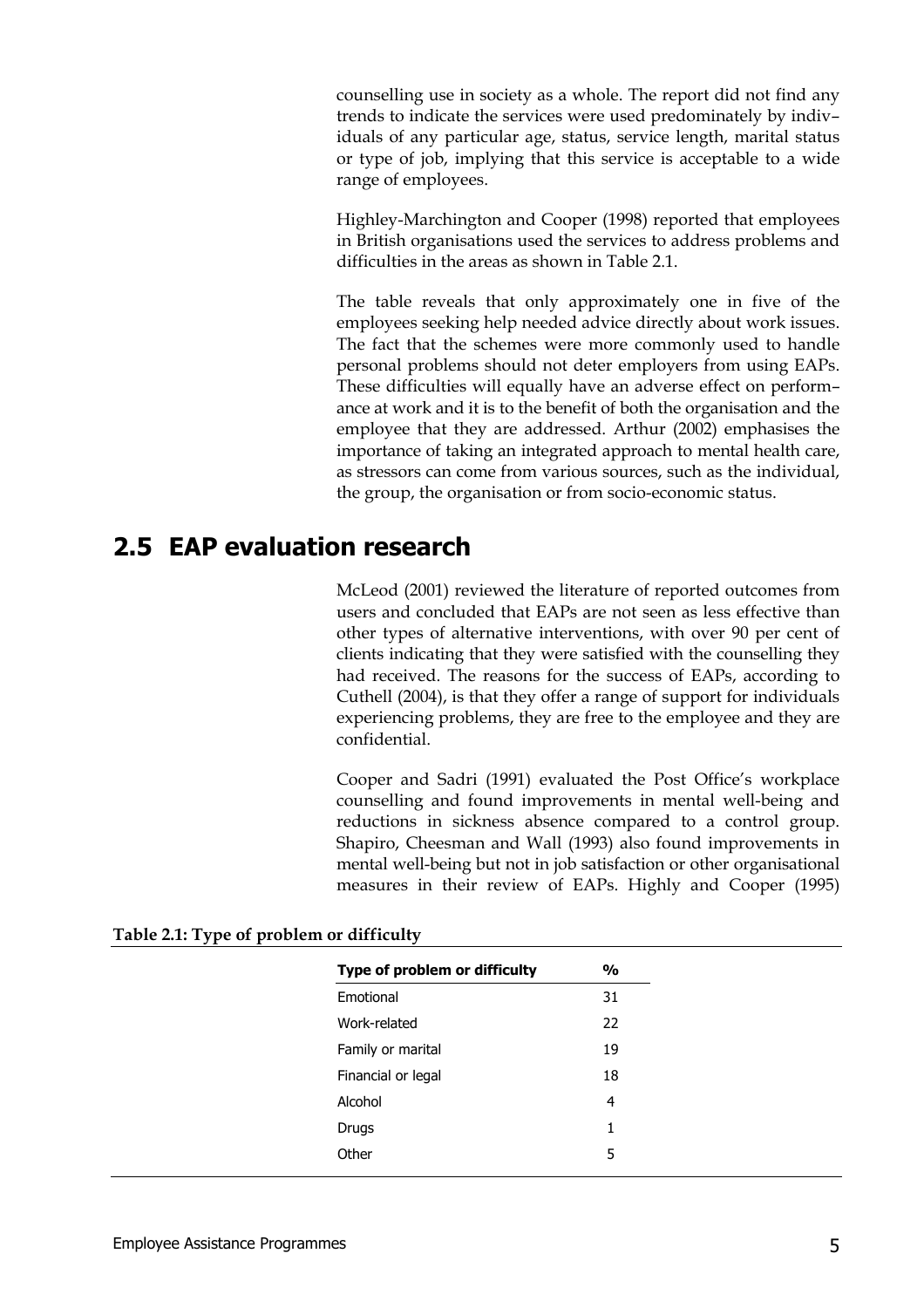counselling use in society as a whole. The report did not find any trends to indicate the services were used predominately by individuals of any particular age, status, service length, marital status or type of job, implying that this service is acceptable to a wide range of employees.

Highley-Marchington and Cooper (1998) reported that employees in British organisations used the services to address problems and difficulties in the areas as shown in Table 2.1.

The table reveals that only approximately one in five of the employees seeking help needed advice directly about work issues. The fact that the schemes were more commonly used to handle personal problems should not deter employers from using EAPs. These difficulties will equally have an adverse effect on performance at work and it is to the benefit of both the organisation and the employee that they are addressed. Arthur (2002) emphasises the importance of taking an integrated approach to mental health care, as stressors can come from various sources, such as the individual, the group, the organisation or from socio-economic status.

## 2.5 EAP evaluation research

McLeod (2001) reviewed the literature of reported outcomes from users and concluded that EAPs are not seen as less effective than other types of alternative interventions, with over 90 per cent of clients indicating that they were satisfied with the counselling they had received. The reasons for the success of EAPs, according to Cuthell (2004), is that they offer a range of support for individuals experiencing problems, they are free to the employee and they are confidential.

Cooper and Sadri (1991) evaluated the Post Office's workplace counselling and found improvements in mental well-being and reductions in sickness absence compared to a control group. Shapiro, Cheesman and Wall (1993) also found improvements in mental well-being but not in job satisfaction or other organisational measures in their review of EAPs. Highly and Cooper (1995)

**Table 2.1: Type of problem or difficulty**

| Type of problem or difficulty | % |
|---|---|
| Emotional | 31 |
| Work-related | 22 |
| Family or marital | 19 |
| Financial or legal | 18 |
| Alcohol | 4 |
| Drugs | 1 |
| Other | 5 |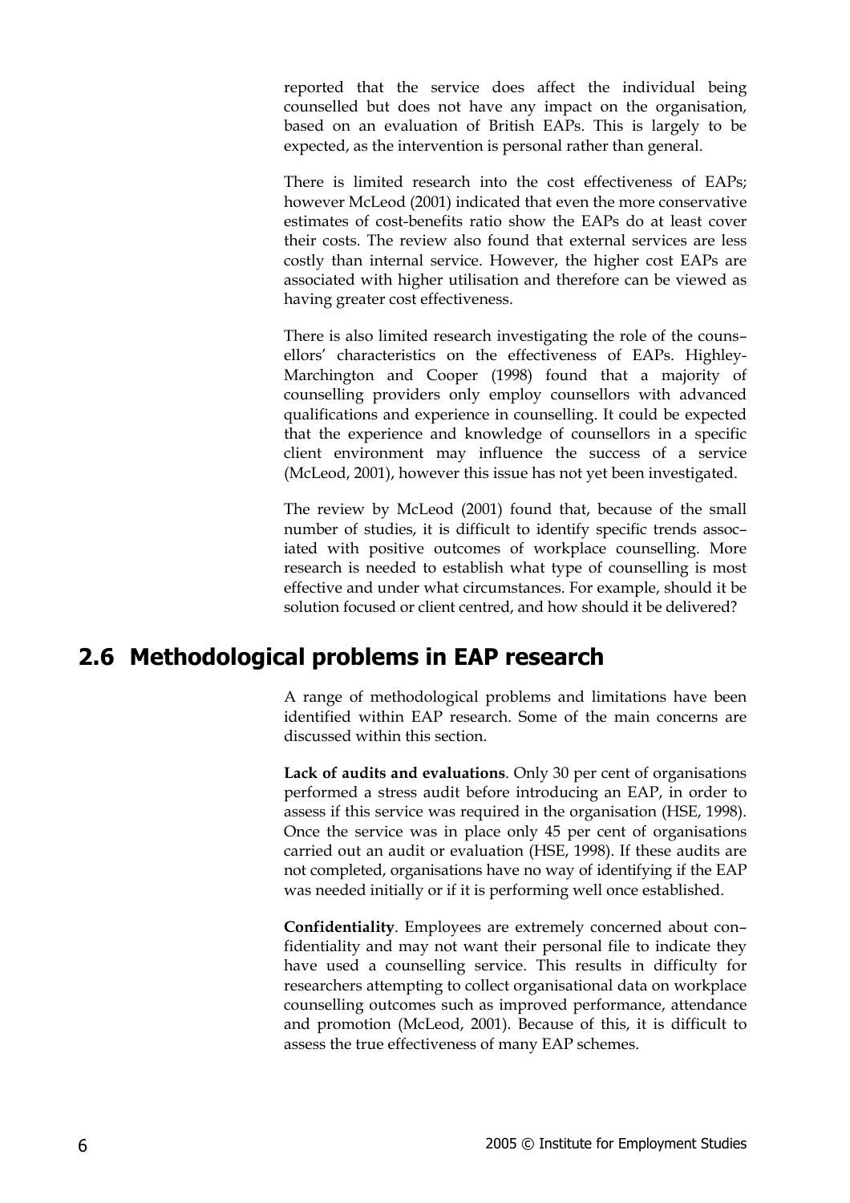reported that the service does affect the individual being counselled but does not have any impact on the organisation, based on an evaluation of British EAPs. This is largely to be expected, as the intervention is personal rather than general.

There is limited research into the cost effectiveness of EAPs; however McLeod (2001) indicated that even the more conservative estimates of cost-benefits ratio show the EAPs do at least cover their costs. The review also found that external services are less costly than internal service. However, the higher cost EAPs are associated with higher utilisation and therefore can be viewed as having greater cost effectiveness.

There is also limited research investigating the role of the counsellors' characteristics on the effectiveness of EAPs. Highley-Marchington and Cooper (1998) found that a majority of counselling providers only employ counsellors with advanced qualifications and experience in counselling. It could be expected that the experience and knowledge of counsellors in a specific client environment may influence the success of a service (McLeod, 2001), however this issue has not yet been investigated.

The review by McLeod (2001) found that, because of the small number of studies, it is difficult to identify specific trends associated with positive outcomes of workplace counselling. More research is needed to establish what type of counselling is most effective and under what circumstances. For example, should it be solution focused or client centred, and how should it be delivered?

## 2.6 Methodological problems in EAP research

A range of methodological problems and limitations have been identified within EAP research. Some of the main concerns are discussed within this section.

**Lack of audits and evaluations**. Only 30 per cent of organisations performed a stress audit before introducing an EAP, in order to assess if this service was required in the organisation (HSE, 1998). Once the service was in place only 45 per cent of organisations carried out an audit or evaluation (HSE, 1998). If these audits are not completed, organisations have no way of identifying if the EAP was needed initially or if it is performing well once established.

**Confidentiality**. Employees are extremely concerned about confidentiality and may not want their personal file to indicate they have used a counselling service. This results in difficulty for researchers attempting to collect organisational data on workplace counselling outcomes such as improved performance, attendance and promotion (McLeod, 2001). Because of this, it is difficult to assess the true effectiveness of many EAP schemes.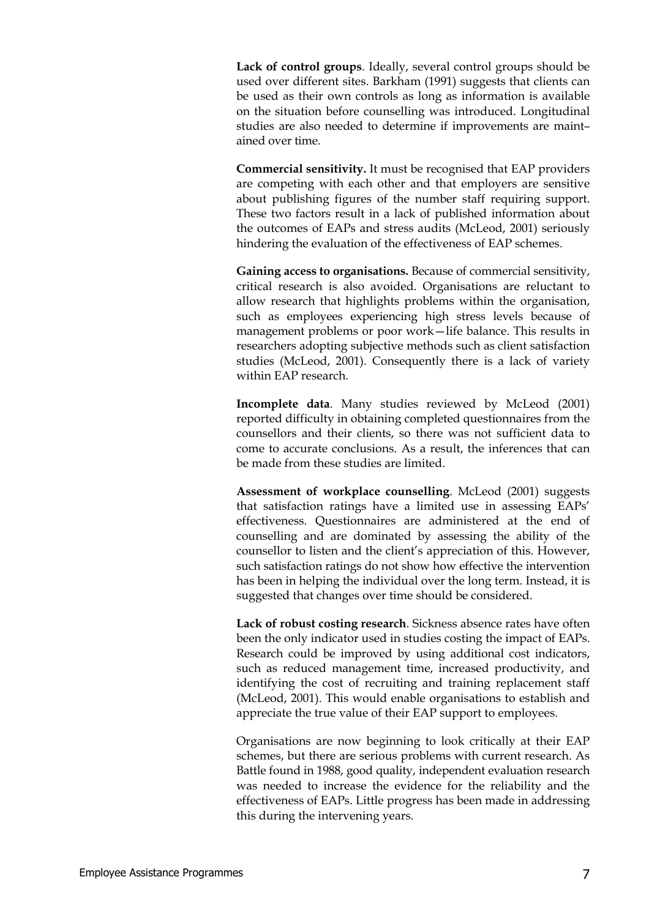**Lack of control groups**. Ideally, several control groups should be used over different sites. Barkham (1991) suggests that clients can be used as their own controls as long as information is available on the situation before counselling was introduced. Longitudinal studies are also needed to determine if improvements are maintained over time.

**Commercial sensitivity.** It must be recognised that EAP providers are competing with each other and that employers are sensitive about publishing figures of the number staff requiring support. These two factors result in a lack of published information about the outcomes of EAPs and stress audits (McLeod, 2001) seriously hindering the evaluation of the effectiveness of EAP schemes.

**Gaining access to organisations.** Because of commercial sensitivity, critical research is also avoided. Organisations are reluctant to allow research that highlights problems within the organisation, such as employees experiencing high stress levels because of management problems or poor work—life balance. This results in researchers adopting subjective methods such as client satisfaction studies (McLeod, 2001). Consequently there is a lack of variety within EAP research.

**Incomplete data**. Many studies reviewed by McLeod (2001) reported difficulty in obtaining completed questionnaires from the counsellors and their clients, so there was not sufficient data to come to accurate conclusions. As a result, the inferences that can be made from these studies are limited.

**Assessment of workplace counselling**. McLeod (2001) suggests that satisfaction ratings have a limited use in assessing EAPs' effectiveness. Questionnaires are administered at the end of counselling and are dominated by assessing the ability of the counsellor to listen and the client's appreciation of this. However, such satisfaction ratings do not show how effective the intervention has been in helping the individual over the long term. Instead, it is suggested that changes over time should be considered.

**Lack of robust costing research**. Sickness absence rates have often been the only indicator used in studies costing the impact of EAPs. Research could be improved by using additional cost indicators, such as reduced management time, increased productivity, and identifying the cost of recruiting and training replacement staff (McLeod, 2001). This would enable organisations to establish and appreciate the true value of their EAP support to employees.

Organisations are now beginning to look critically at their EAP schemes, but there are serious problems with current research. As Battle found in 1988, good quality, independent evaluation research was needed to increase the evidence for the reliability and the effectiveness of EAPs. Little progress has been made in addressing this during the intervening years.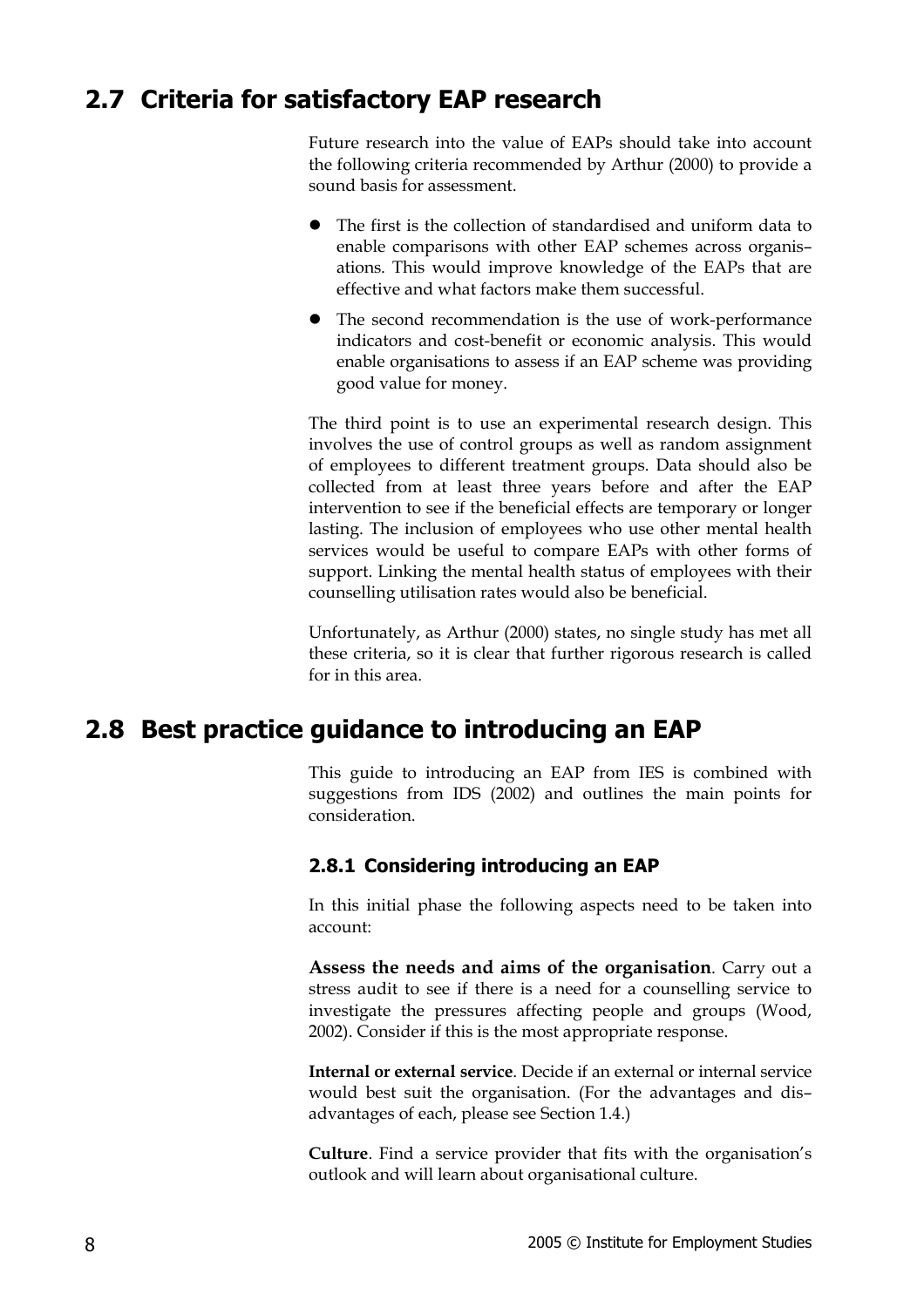## 2.7 Criteria for satisfactory EAP research

Future research into the value of EAPs should take into account the following criteria recommended by Arthur (2000) to provide a sound basis for assessment.

- The first is the collection of standardised and uniform data to enable comparisons with other EAP schemes across organis–ations. This would improve knowledge of the EAPs that are effective and what factors make them successful.
- The second recommendation is the use of work-performance indicators and cost-benefit or economic analysis. This would enable organisations to assess if an EAP scheme was providing good value for money.

The third point is to use an experimental research design. This involves the use of control groups as well as random assignment of employees to different treatment groups. Data should also be collected from at least three years before and after the EAP intervention to see if the beneficial effects are temporary or longer lasting. The inclusion of employees who use other mental health services would be useful to compare EAPs with other forms of support. Linking the mental health status of employees with their counselling utilisation rates would also be beneficial.

Unfortunately, as Arthur (2000) states, no single study has met all these criteria, so it is clear that further rigorous research is called for in this area.

## 2.8 Best practice guidance to introducing an EAP

This guide to introducing an EAP from IES is combined with suggestions from IDS (2002) and outlines the main points for consideration.

### 2.8.1 Considering introducing an EAP

In this initial phase the following aspects need to be taken into account:

**Assess the needs and aims of the organisation**. Carry out a stress audit to see if there is a need for a counselling service to investigate the pressures affecting people and groups (Wood, 2002). Consider if this is the most appropriate response.

**Internal or external service**. Decide if an external or internal service would best suit the organisation. (For the advantages and dis–advantages of each, please see Section 1.4.)

**Culture**. Find a service provider that fits with the organisation's outlook and will learn about organisational culture.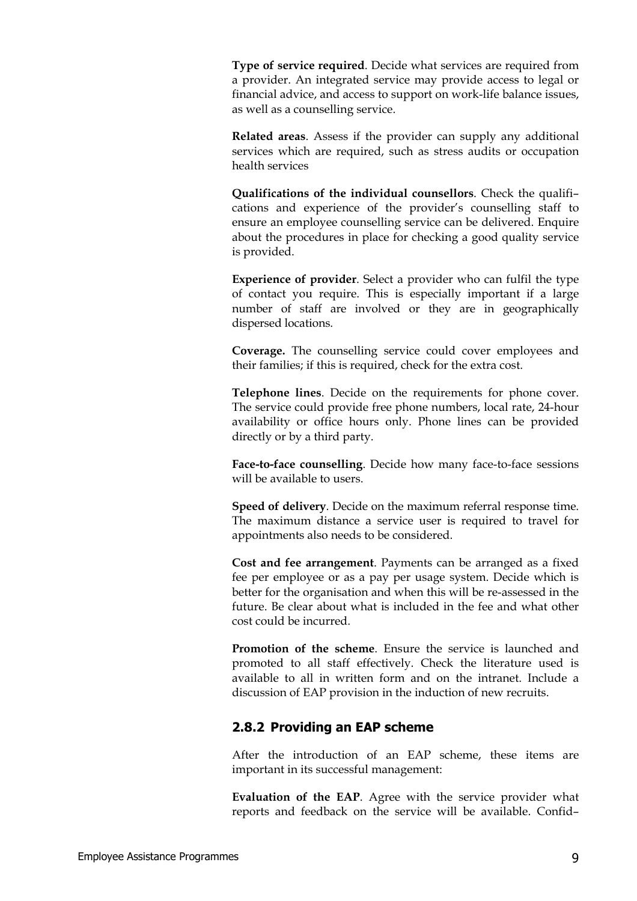**Type of service required**. Decide what services are required from a provider. An integrated service may provide access to legal or financial advice, and access to support on work-life balance issues, as well as a counselling service.

**Related areas**. Assess if the provider can supply any additional services which are required, such as stress audits or occupation health services

**Qualifications of the individual counsellors**. Check the qualifications and experience of the provider's counselling staff to ensure an employee counselling service can be delivered. Enquire about the procedures in place for checking a good quality service is provided.

**Experience of provider**. Select a provider who can fulfil the type of contact you require. This is especially important if a large number of staff are involved or they are in geographically dispersed locations.

**Coverage.** The counselling service could cover employees and their families; if this is required, check for the extra cost.

**Telephone lines**. Decide on the requirements for phone cover. The service could provide free phone numbers, local rate, 24-hour availability or office hours only. Phone lines can be provided directly or by a third party.

**Face-to-face counselling**. Decide how many face-to-face sessions will be available to users.

**Speed of delivery**. Decide on the maximum referral response time. The maximum distance a service user is required to travel for appointments also needs to be considered.

**Cost and fee arrangement**. Payments can be arranged as a fixed fee per employee or as a pay per usage system. Decide which is better for the organisation and when this will be re-assessed in the future. Be clear about what is included in the fee and what other cost could be incurred.

**Promotion of the scheme**. Ensure the service is launched and promoted to all staff effectively. Check the literature used is available to all in written form and on the intranet. Include a discussion of EAP provision in the induction of new recruits.

### 2.8.2 Providing an EAP scheme

After the introduction of an EAP scheme, these items are important in its successful management:

**Evaluation of the EAP**. Agree with the service provider what reports and feedback on the service will be available. Confid–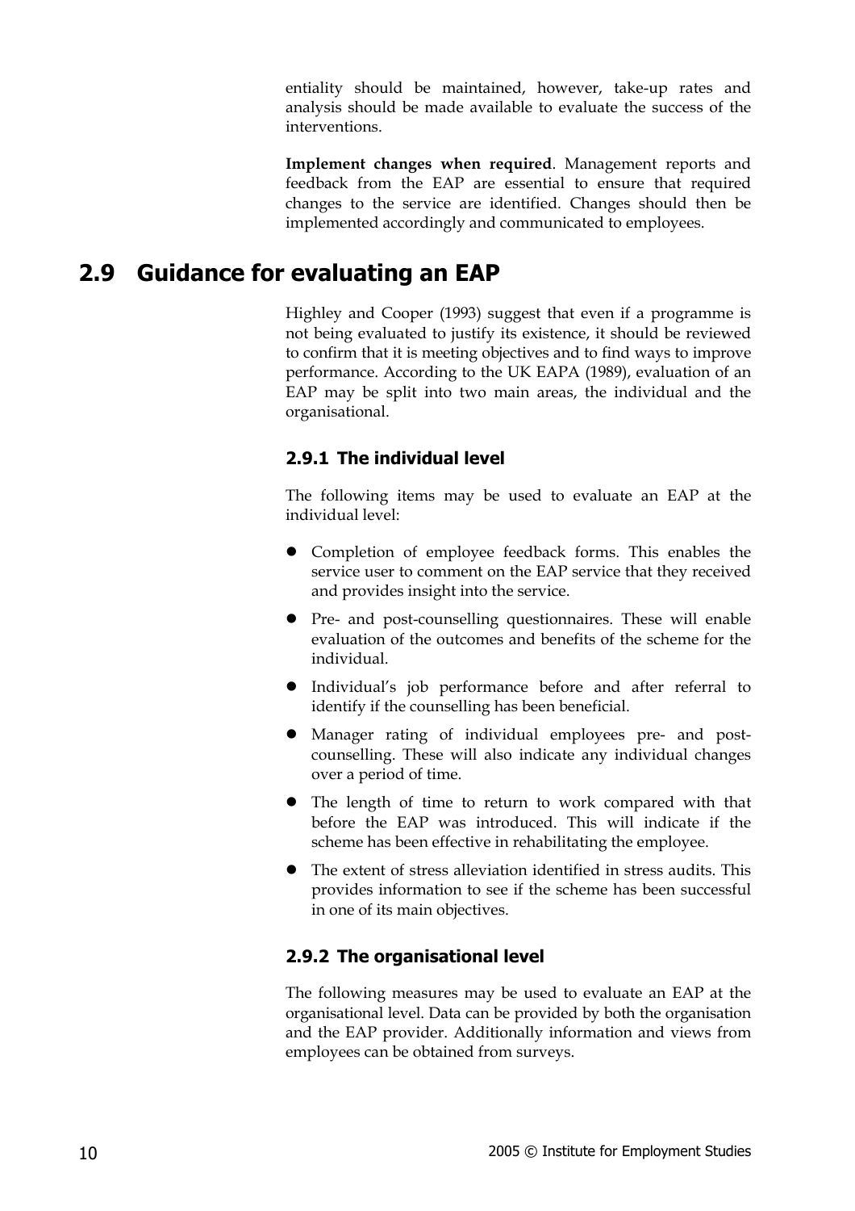entiality should be maintained, however, take-up rates and analysis should be made available to evaluate the success of the interventions.

**Implement changes when required**. Management reports and feedback from the EAP are essential to ensure that required changes to the service are identified. Changes should then be implemented accordingly and communicated to employees.

## 2.9 Guidance for evaluating an EAP

Highley and Cooper (1993) suggest that even if a programme is not being evaluated to justify its existence, it should be reviewed to confirm that it is meeting objectives and to find ways to improve performance. According to the UK EAPA (1989), evaluation of an EAP may be split into two main areas, the individual and the organisational.

### 2.9.1 The individual level

The following items may be used to evaluate an EAP at the individual level:

- Completion of employee feedback forms. This enables the service user to comment on the EAP service that they received and provides insight into the service.
- Pre- and post-counselling questionnaires. These will enable evaluation of the outcomes and benefits of the scheme for the individual.
- Individual's job performance before and after referral to identify if the counselling has been beneficial.
- Manager rating of individual employees pre- and post-counselling. These will also indicate any individual changes over a period of time.
- The length of time to return to work compared with that before the EAP was introduced. This will indicate if the scheme has been effective in rehabilitating the employee.
- The extent of stress alleviation identified in stress audits. This provides information to see if the scheme has been successful in one of its main objectives.

### 2.9.2 The organisational level

The following measures may be used to evaluate an EAP at the organisational level. Data can be provided by both the organisation and the EAP provider. Additionally information and views from employees can be obtained from surveys.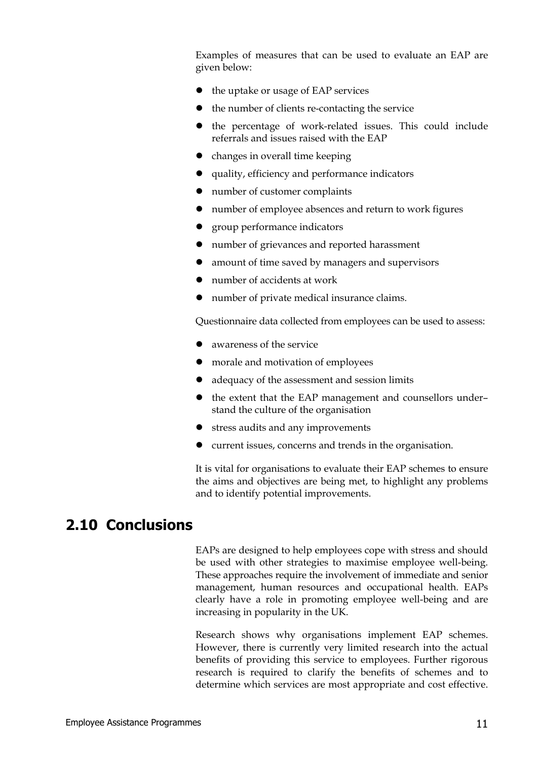Examples of measures that can be used to evaluate an EAP are given below:

- the uptake or usage of EAP services
- the number of clients re-contacting the service
- the percentage of work-related issues. This could include referrals and issues raised with the EAP
- changes in overall time keeping
- quality, efficiency and performance indicators
- number of customer complaints
- number of employee absences and return to work figures
- group performance indicators
- number of grievances and reported harassment
- amount of time saved by managers and supervisors
- number of accidents at work
- number of private medical insurance claims.

Questionnaire data collected from employees can be used to assess:

- awareness of the service
- morale and motivation of employees
- adequacy of the assessment and session limits
- the extent that the EAP management and counsellors under–stand the culture of the organisation
- stress audits and any improvements
- current issues, concerns and trends in the organisation.

It is vital for organisations to evaluate their EAP schemes to ensure the aims and objectives are being met, to highlight any problems and to identify potential improvements.

## 2.10 Conclusions

EAPs are designed to help employees cope with stress and should be used with other strategies to maximise employee well-being. These approaches require the involvement of immediate and senior management, human resources and occupational health. EAPs clearly have a role in promoting employee well-being and are increasing in popularity in the UK.

Research shows why organisations implement EAP schemes. However, there is currently very limited research into the actual benefits of providing this service to employees. Further rigorous research is required to clarify the benefits of schemes and to determine which services are most appropriate and cost effective.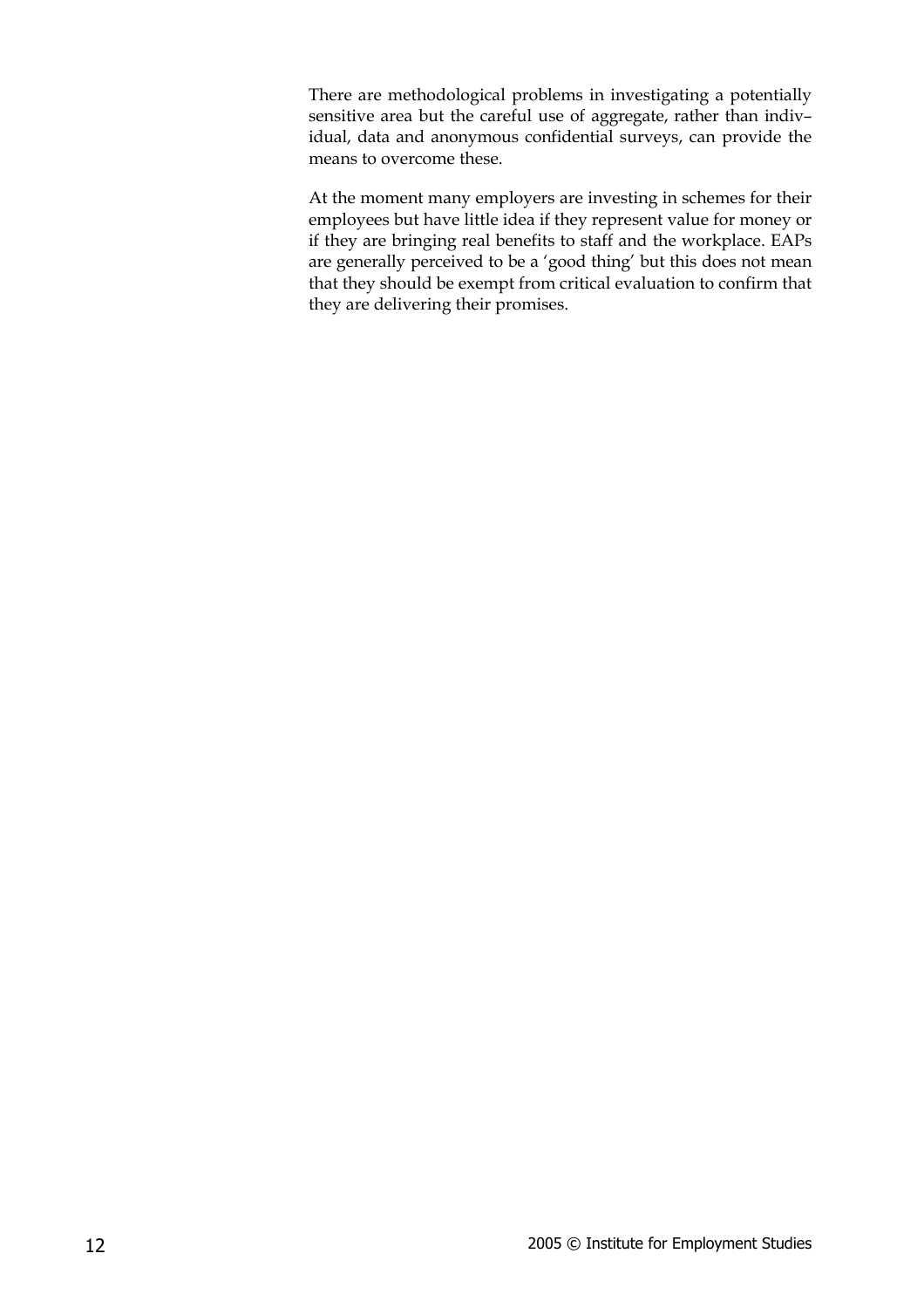There are methodological problems in investigating a potentially sensitive area but the careful use of aggregate, rather than individual, data and anonymous confidential surveys, can provide the means to overcome these.

At the moment many employers are investing in schemes for their employees but have little idea if they represent value for money or if they are bringing real benefits to staff and the workplace. EAPs are generally perceived to be a 'good thing' but this does not mean that they should be exempt from critical evaluation to confirm that they are delivering their promises.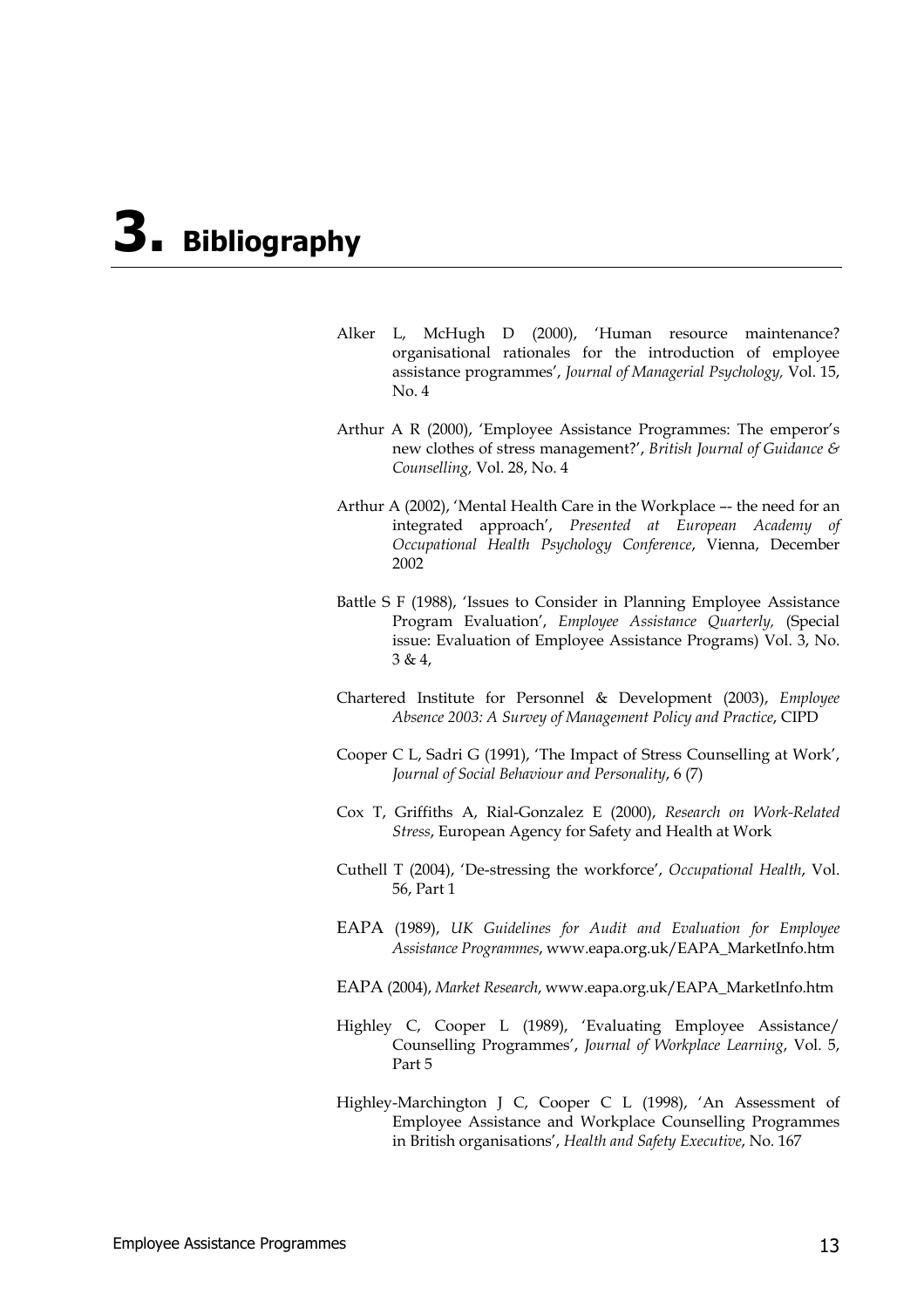# 3. Bibliography

Alker L, McHugh D (2000), 'Human resource maintenance? organisational rationales for the introduction of employee assistance programmes', *Journal of Managerial Psychology,* Vol. 15, No. 4

Arthur A R (2000), 'Employee Assistance Programmes: The emperor's new clothes of stress management?', *British Journal of Guidance & Counselling,* Vol. 28, No. 4

Arthur A (2002), 'Mental Health Care in the Workplace –- the need for an integrated approach', *Presented at European Academy of Occupational Health Psychology Conference*, Vienna, December 2002

Battle S F (1988), 'Issues to Consider in Planning Employee Assistance Program Evaluation', *Employee Assistance Quarterly,* (Special issue: Evaluation of Employee Assistance Programs) Vol. 3, No. 3 & 4,

Chartered Institute for Personnel & Development (2003), *Employee Absence 2003: A Survey of Management Policy and Practice*, CIPD

Cooper C L, Sadri G (1991), 'The Impact of Stress Counselling at Work', *Journal of Social Behaviour and Personality*, 6 (7)

Cox T, Griffiths A, Rial-Gonzalez E (2000), *Research on Work-Related Stress*, European Agency for Safety and Health at Work

Cuthell T (2004), 'De-stressing the workforce', *Occupational Health*, Vol. 56, Part 1

EAPA (1989), *UK Guidelines for Audit and Evaluation for Employee Assistance Programmes*, www.eapa.org.uk/EAPA_MarketInfo.htm

EAPA (2004), *Market Research*, www.eapa.org.uk/EAPA_MarketInfo.htm

Highley C, Cooper L (1989), 'Evaluating Employee Assistance/ Counselling Programmes', *Journal of Workplace Learning*, Vol. 5, Part 5

Highley-Marchington J C, Cooper C L (1998), 'An Assessment of Employee Assistance and Workplace Counselling Programmes in British organisations', *Health and Safety Executive*, No. 167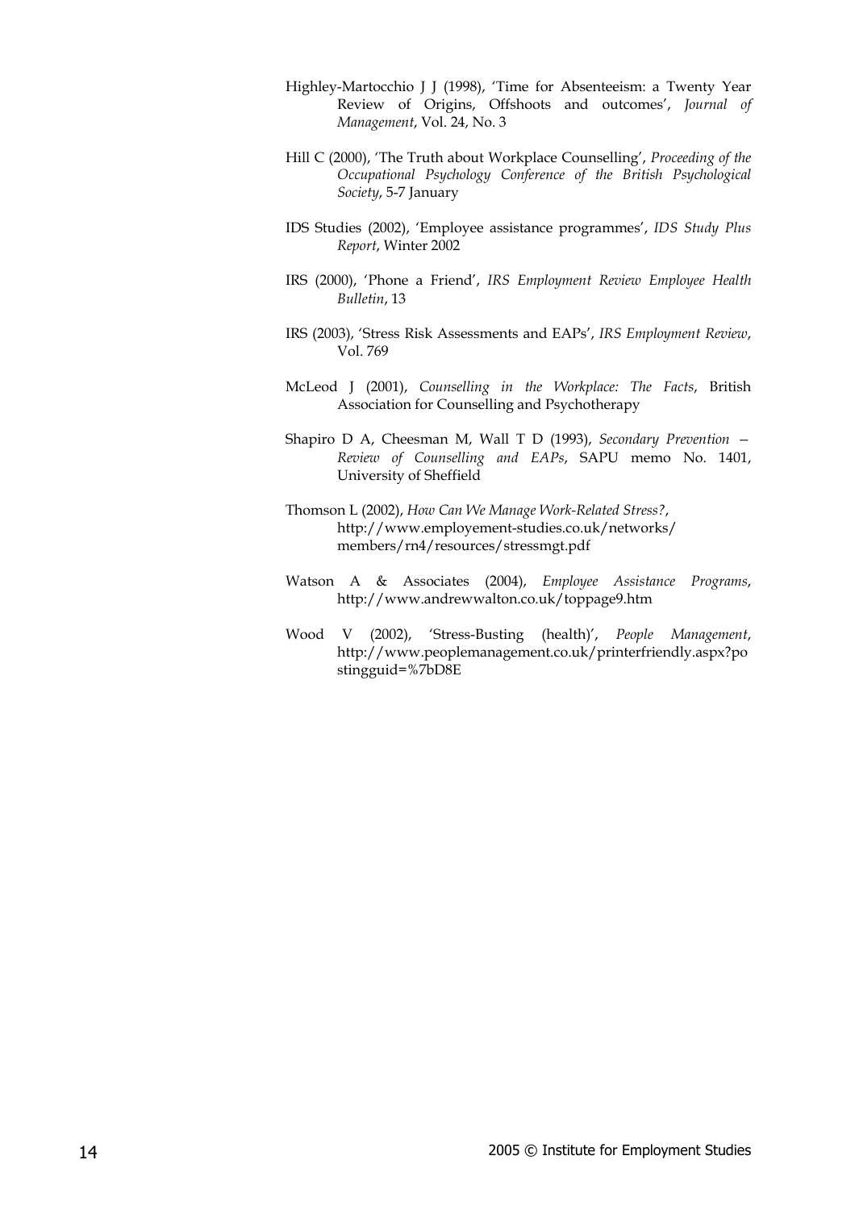Highley-Martocchio J J (1998), 'Time for Absenteeism: a Twenty Year Review of Origins, Offshoots and outcomes', *Journal of Management*, Vol. 24, No. 3

Hill C (2000), 'The Truth about Workplace Counselling', *Proceeding of the Occupational Psychology Conference of the British Psychological Society*, 5-7 January

IDS Studies (2002), 'Employee assistance programmes', *IDS Study Plus Report*, Winter 2002

IRS (2000), 'Phone a Friend', *IRS Employment Review Employee Health Bulletin*, 13

IRS (2003), 'Stress Risk Assessments and EAPs', *IRS Employment Review*, Vol. 769

McLeod J (2001), *Counselling in the Workplace: The Facts*, British Association for Counselling and Psychotherapy

Shapiro D A, Cheesman M, Wall T D (1993), *Secondary Prevention – Review of Counselling and EAPs*, SAPU memo No. 1401, University of Sheffield

Thomson L (2002), *How Can We Manage Work-Related Stress?*, http://www.employement-studies.co.uk/networks/members/rn4/resources/stressmgt.pdf

Watson A & Associates (2004), *Employee Assistance Programs*, http://www.andrewwalton.co.uk/toppage9.htm

Wood V (2002), 'Stress-Busting (health)', *People Management*, http://www.peoplemanagement.co.uk/printerfriendly.aspx?postingguid=%7bD8E